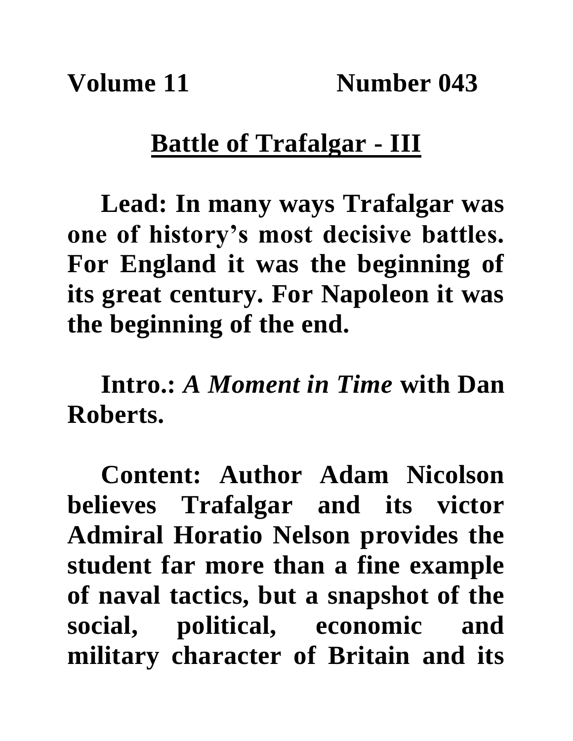**Volume 11 Number 043**

## Battle of Trafalgar - III

**Lead: In many ways Trafalgar was one of history's most decisive battles. For England it was the beginning of its great century. For Napoleon it was the beginning of the end.**

**Intro.: *A Moment in Time* with Dan Roberts.**

**Content: Author Adam Nicolson believes Trafalgar and its victor Admiral Horatio Nelson provides the student far more than a fine example of naval tactics, but a snapshot of the social, political, economic and military character of Britain and its**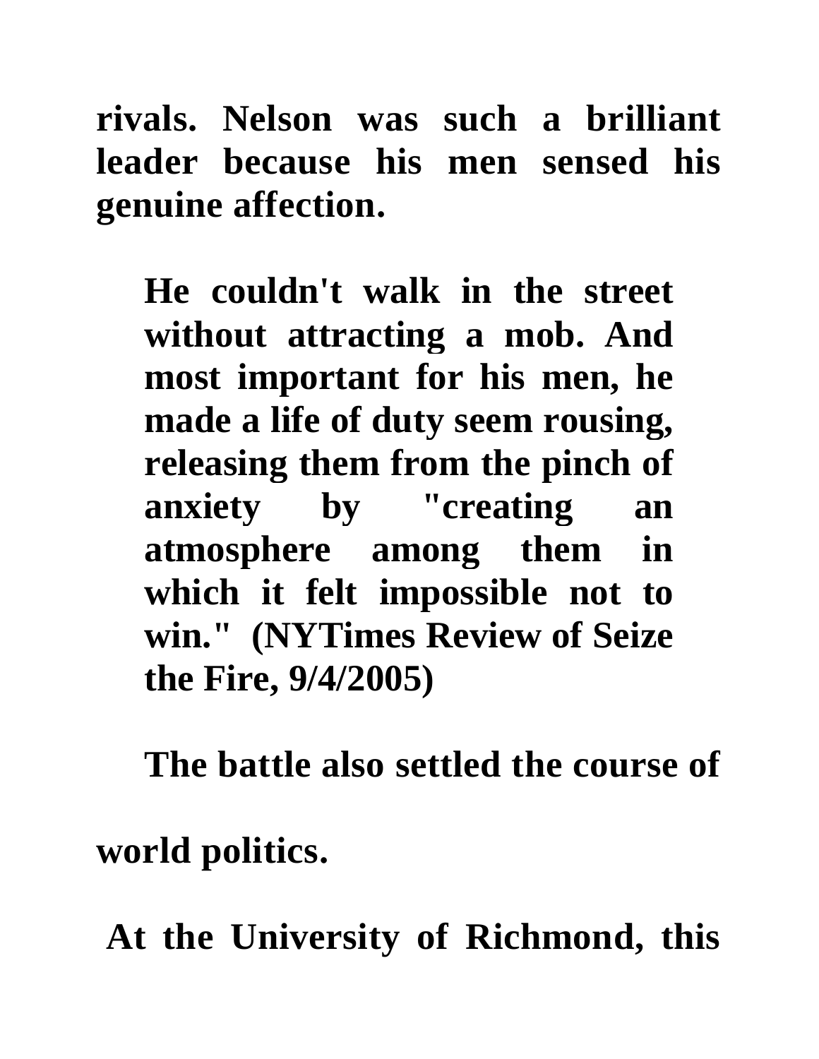**rivals. Nelson was such a brilliant leader because his men sensed his genuine affection.**

> **He couldn't walk in the street without attracting a mob. And most important for his men, he made a life of duty seem rousing, releasing them from the pinch of anxiety by "creating an atmosphere among them in which it felt impossible not to win." (NYTimes Review of Seize the Fire, 9/4/2005)**

**The battle also settled the course of world politics.**

**At the University of Richmond, this**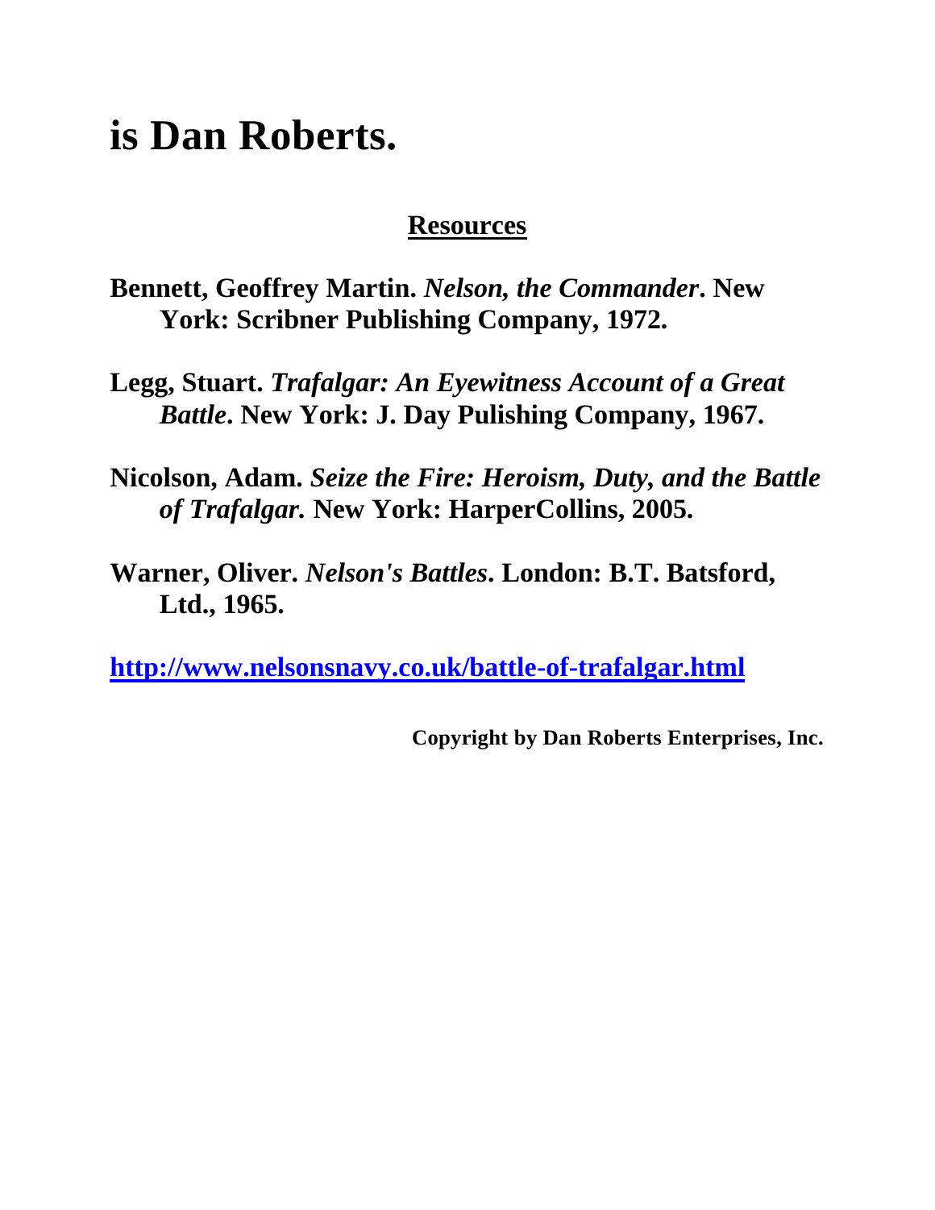**is Dan Roberts.**

## Resources

**Bennett, Geoffrey Martin. *Nelson, the Commander*. New York: Scribner Publishing Company, 1972.**

**Legg, Stuart. *Trafalgar: An Eyewitness Account of a Great Battle*. New York: J. Day Pulishing Company, 1967.**

**Nicolson, Adam. *Seize the Fire: Heroism, Duty, and the Battle of Trafalgar.* New York: HarperCollins, 2005.**

**Warner, Oliver. *Nelson's Battles*. London: B.T. Batsford, Ltd., 1965.**

**http://www.nelsonsnavy.co.uk/battle-of-trafalgar.html**

**Copyright by Dan Roberts Enterprises, Inc.**